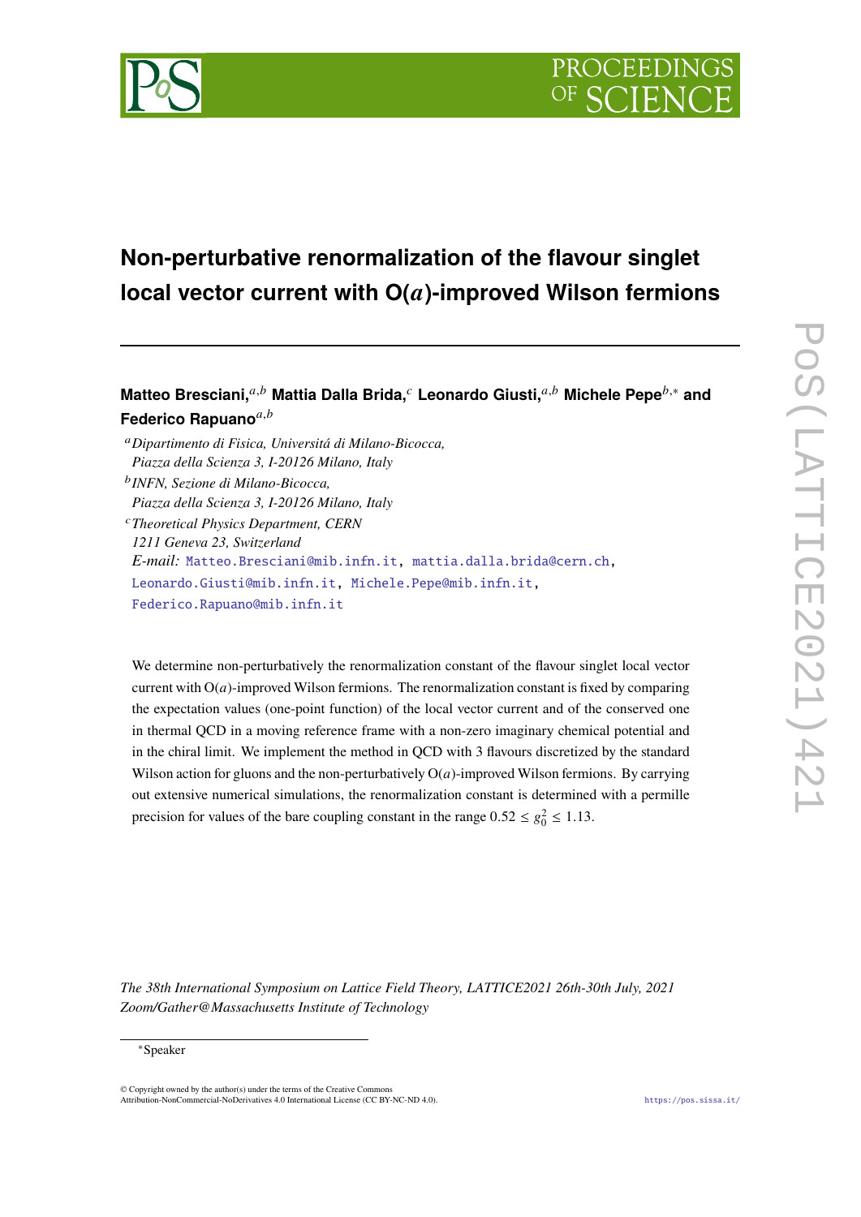# Non-perturbative renormalization of the flavour singlet local vector current with O($a$)-improved Wilson fermions

**Matteo Bresciani,**[a,b] **Mattia Dalla Brida,**[c] **Leonardo Giusti,**[a,b] **Michele Pepe**[b,*] **and Federico Rapuano**[a,b]

[a] *Dipartimento di Fisica, Universitá di Milano-Bicocca, Piazza della Scienza 3, I-20126 Milano, Italy*

[b] *INFN, Sezione di Milano-Bicocca, Piazza della Scienza 3, I-20126 Milano, Italy*

[c] *Theoretical Physics Department, CERN 1211 Geneva 23, Switzerland*

*E-mail:* Matteo.Bresciani@mib.infn.it, mattia.dalla.brida@cern.ch, Leonardo.Giusti@mib.infn.it, Michele.Pepe@mib.infn.it, Federico.Rapuano@mib.infn.it

We determine non-perturbatively the renormalization constant of the flavour singlet local vector current with O($a$)-improved Wilson fermions. The renormalization constant is fixed by comparing the expectation values (one-point function) of the local vector current and of the conserved one in thermal QCD in a moving reference frame with a non-zero imaginary chemical potential and in the chiral limit. We implement the method in QCD with 3 flavours discretized by the standard Wilson action for gluons and the non-perturbatively O($a$)-improved Wilson fermions. By carrying out extensive numerical simulations, the renormalization constant is determined with a permille precision for values of the bare coupling constant in the range $0.52 \leq g_0^2 \leq 1.13$.

*The 38th International Symposium on Lattice Field Theory, LATTICE2021 26th-30th July, 2021 Zoom/Gather@Massachusetts Institute of Technology*

---

*Speaker

© Copyright owned by the author(s) under the terms of the Creative Commons Attribution-NonCommercial-NoDerivatives 4.0 International License (CC BY-NC-ND 4.0).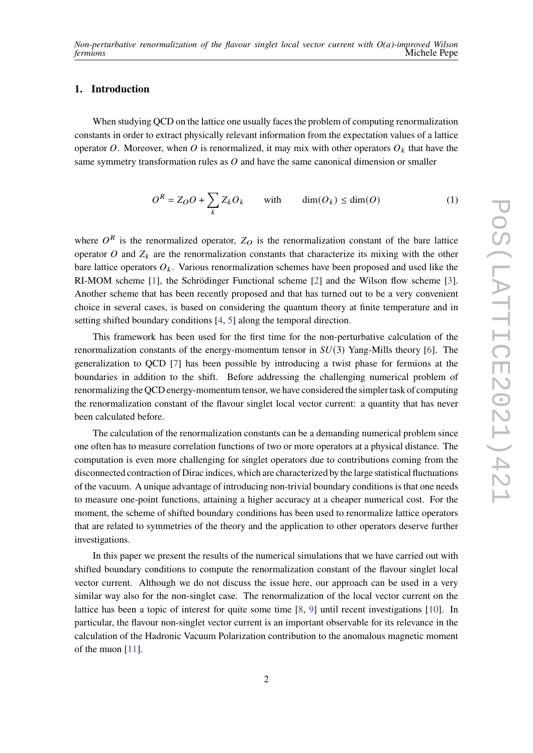## 1. Introduction

When studying QCD on the lattice one usually faces the problem of computing renormalization constants in order to extract physically relevant information from the expectation values of a lattice operator $O$. Moreover, when $O$ is renormalized, it may mix with other operators $O_k$ that have the same symmetry transformation rules as $O$ and have the same canonical dimension or smaller

$$O^R = Z_O O + \sum_k Z_k O_k \qquad \text{with} \qquad \dim(O_k) \leq \dim(O) \tag{1}$$

where $O^R$ is the renormalized operator, $Z_O$ is the renormalization constant of the bare lattice operator $O$ and $Z_k$ are the renormalization constants that characterize its mixing with the other bare lattice operators $O_k$. Various renormalization schemes have been proposed and used like the RI-MOM scheme [1], the Schrödinger Functional scheme [2] and the Wilson flow scheme [3]. Another scheme that has been recently proposed and that has turned out to be a very convenient choice in several cases, is based on considering the quantum theory at finite temperature and in setting shifted boundary conditions [4, 5] along the temporal direction.

This framework has been used for the first time for the non-perturbative calculation of the renormalization constants of the energy-momentum tensor in $SU(3)$ Yang-Mills theory [6]. The generalization to QCD [7] has been possible by introducing a twist phase for fermions at the boundaries in addition to the shift. Before addressing the challenging numerical problem of renormalizing the QCD energy-momentum tensor, we have considered the simpler task of computing the renormalization constant of the flavour singlet local vector current: a quantity that has never been calculated before.

The calculation of the renormalization constants can be a demanding numerical problem since one often has to measure correlation functions of two or more operators at a physical distance. The computation is even more challenging for singlet operators due to contributions coming from the disconnected contraction of Dirac indices, which are characterized by the large statistical fluctuations of the vacuum. A unique advantage of introducing non-trivial boundary conditions is that one needs to measure one-point functions, attaining a higher accuracy at a cheaper numerical cost. For the moment, the scheme of shifted boundary conditions has been used to renormalize lattice operators that are related to symmetries of the theory and the application to other operators deserve further investigations.

In this paper we present the results of the numerical simulations that we have carried out with shifted boundary conditions to compute the renormalization constant of the flavour singlet local vector current. Although we do not discuss the issue here, our approach can be used in a very similar way also for the non-singlet case. The renormalization of the local vector current on the lattice has been a topic of interest for quite some time [8, 9] until recent investigations [10]. In particular, the flavour non-singlet vector current is an important observable for its relevance in the calculation of the Hadronic Vacuum Polarization contribution to the anomalous magnetic moment of the muon [11].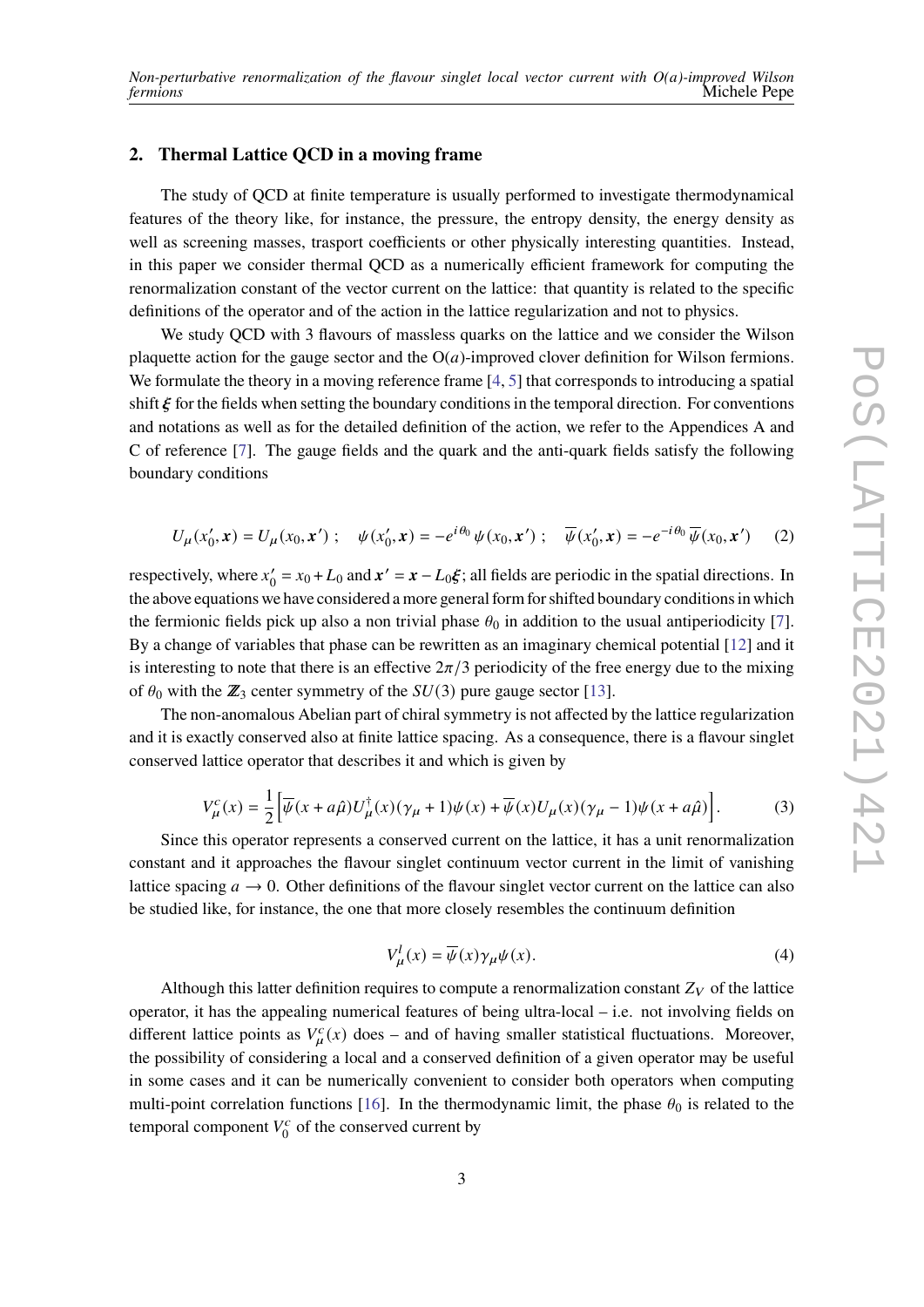## 2. Thermal Lattice QCD in a moving frame

The study of QCD at finite temperature is usually performed to investigate thermodynamical features of the theory like, for instance, the pressure, the entropy density, the energy density as well as screening masses, trasport coefficients or other physically interesting quantities. Instead, in this paper we consider thermal QCD as a numerically efficient framework for computing the renormalization constant of the vector current on the lattice: that quantity is related to the specific definitions of the operator and of the action in the lattice regularization and not to physics.

We study QCD with 3 flavours of massless quarks on the lattice and we consider the Wilson plaquette action for the gauge sector and the O($a$)-improved clover definition for Wilson fermions. We formulate the theory in a moving reference frame [4, 5] that corresponds to introducing a spatial shift $\boldsymbol{\xi}$ for the fields when setting the boundary conditions in the temporal direction. For conventions and notations as well as for the detailed definition of the action, we refer to the Appendices A and C of reference [7]. The gauge fields and the quark and the anti-quark fields satisfy the following boundary conditions

$$U_\mu(x_0', \boldsymbol{x}) = U_\mu(x_0, \boldsymbol{x}') \; ; \quad \psi(x_0', \boldsymbol{x}) = -e^{i\theta_0}\, \psi(x_0, \boldsymbol{x}') \; ; \quad \overline{\psi}(x_0', \boldsymbol{x}) = -e^{-i\theta_0}\, \overline{\psi}(x_0, \boldsymbol{x}') \tag{2}$$

respectively, where $x_0' = x_0 + L_0$ and $\boldsymbol{x}' = \boldsymbol{x} - L_0\boldsymbol{\xi}$; all fields are periodic in the spatial directions. In the above equations we have considered a more general form for shifted boundary conditions in which the fermionic fields pick up also a non trivial phase $\theta_0$ in addition to the usual antiperiodicity [7]. By a change of variables that phase can be rewritten as an imaginary chemical potential [12] and it is interesting to note that there is an effective $2\pi/3$ periodicity of the free energy due to the mixing of $\theta_0$ with the $\mathbb{Z}_3$ center symmetry of the $SU(3)$ pure gauge sector [13].

The non-anomalous Abelian part of chiral symmetry is not affected by the lattice regularization and it is exactly conserved also at finite lattice spacing. As a consequence, there is a flavour singlet conserved lattice operator that describes it and which is given by

$$V_\mu^c(x) = \frac{1}{2}\Big[\overline{\psi}(x + a\hat{\mu})U_\mu^\dagger(x)(\gamma_\mu + 1)\psi(x) + \overline{\psi}(x)U_\mu(x)(\gamma_\mu - 1)\psi(x + a\hat{\mu})\Big]. \tag{3}$$

Since this operator represents a conserved current on the lattice, it has a unit renormalization constant and it approaches the flavour singlet continuum vector current in the limit of vanishing lattice spacing $a \to 0$. Other definitions of the flavour singlet vector current on the lattice can also be studied like, for instance, the one that more closely resembles the continuum definition

$$V_\mu^l(x) = \overline{\psi}(x)\gamma_\mu\psi(x). \tag{4}$$

Although this latter definition requires to compute a renormalization constant $Z_V$ of the lattice operator, it has the appealing numerical features of being ultra-local – i.e. not involving fields on different lattice points as $V_\mu^c(x)$ does – and of having smaller statistical fluctuations. Moreover, the possibility of considering a local and a conserved definition of a given operator may be useful in some cases and it can be numerically convenient to consider both operators when computing multi-point correlation functions [16]. In the thermodynamic limit, the phase $\theta_0$ is related to the temporal component $V_0^c$ of the conserved current by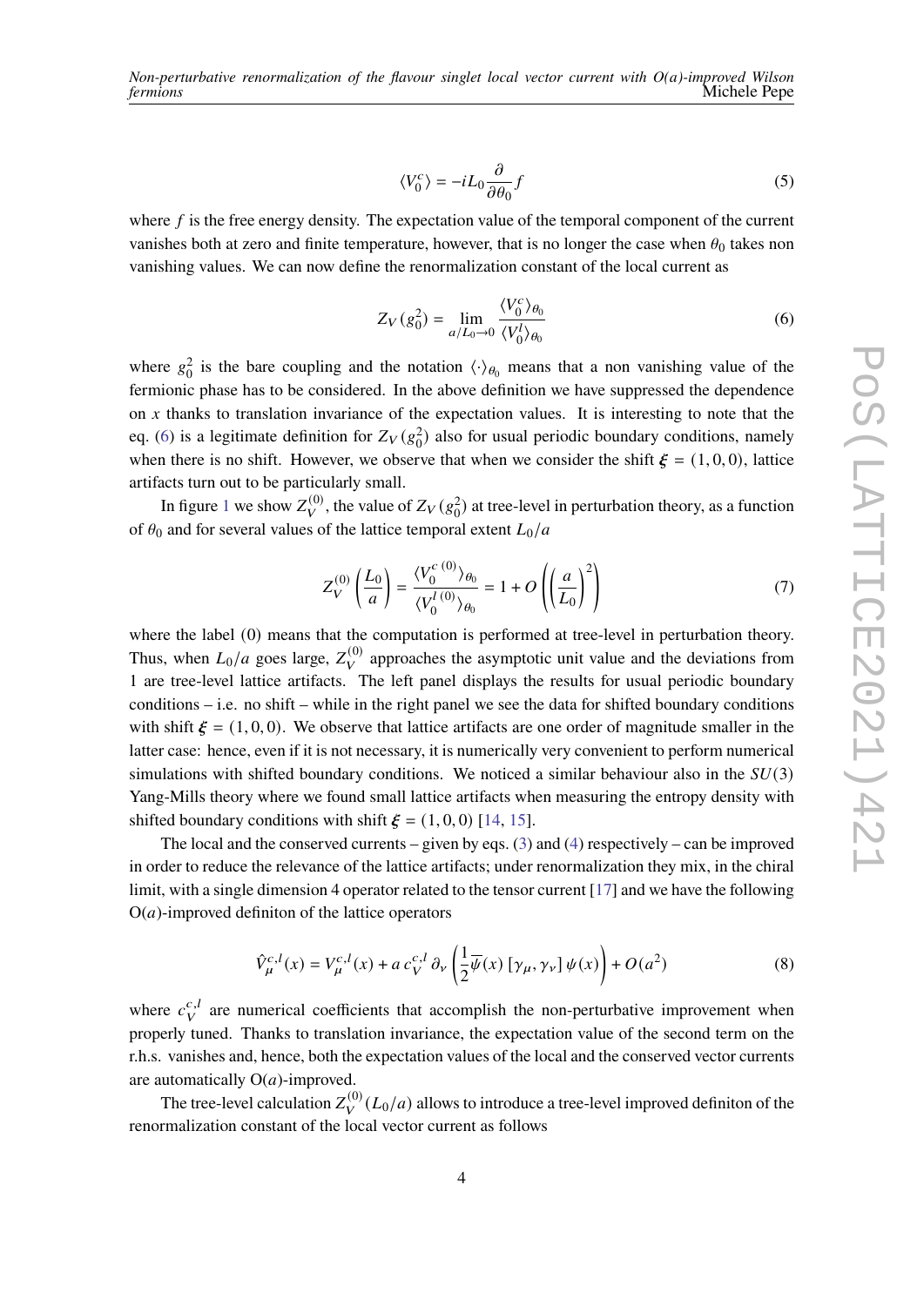$$\langle V_0^c \rangle = -i L_0 \frac{\partial}{\partial \theta_0} f \tag{5}$$

where $f$ is the free energy density. The expectation value of the temporal component of the current vanishes both at zero and finite temperature, however, that is no longer the case when $\theta_0$ takes non vanishing values. We can now define the renormalization constant of the local current as

$$Z_V(g_0^2) = \lim_{a/L_0 \to 0} \frac{\langle V_0^c \rangle_{\theta_0}}{\langle V_0^l \rangle_{\theta_0}} \tag{6}$$

where $g_0^2$ is the bare coupling and the notation $\langle \cdot \rangle_{\theta_0}$ means that a non vanishing value of the fermionic phase has to be considered. In the above definition we have suppressed the dependence on $x$ thanks to translation invariance of the expectation values. It is interesting to note that the eq. (6) is a legitimate definition for $Z_V(g_0^2)$ also for usual periodic boundary conditions, namely when there is no shift. However, we observe that when we consider the shift $\boldsymbol{\xi} = (1, 0, 0)$, lattice artifacts turn out to be particularly small.

In figure 1 we show $Z_V^{(0)}$, the value of $Z_V(g_0^2)$ at tree-level in perturbation theory, as a function of $\theta_0$ and for several values of the lattice temporal extent $L_0/a$

$$Z_V^{(0)}\left(\frac{L_0}{a}\right) = \frac{\langle V_0^{c\,(0)} \rangle_{\theta_0}}{\langle V_0^{l\,(0)} \rangle_{\theta_0}} = 1 + O\left(\left(\frac{a}{L_0}\right)^2\right) \tag{7}$$

where the label (0) means that the computation is performed at tree-level in perturbation theory. Thus, when $L_0/a$ goes large, $Z_V^{(0)}$ approaches the asymptotic unit value and the deviations from 1 are tree-level lattice artifacts. The left panel displays the results for usual periodic boundary conditions – i.e. no shift – while in the right panel we see the data for shifted boundary conditions with shift $\boldsymbol{\xi} = (1, 0, 0)$. We observe that lattice artifacts are one order of magnitude smaller in the latter case: hence, even if it is not necessary, it is numerically very convenient to perform numerical simulations with shifted boundary conditions. We noticed a similar behaviour also in the $SU(3)$ Yang-Mills theory where we found small lattice artifacts when measuring the entropy density with shifted boundary conditions with shift $\boldsymbol{\xi} = (1, 0, 0)$ [14, 15].

The local and the conserved currents – given by eqs. (3) and (4) respectively – can be improved in order to reduce the relevance of the lattice artifacts; under renormalization they mix, in the chiral limit, with a single dimension 4 operator related to the tensor current [17] and we have the following O($a$)-improved definiton of the lattice operators

$$\hat{V}_\mu^{c,l}(x) = V_\mu^{c,l}(x) + a\, c_V^{c,l}\, \partial_\nu \left(\frac{1}{2}\overline{\psi}(x)\, [\gamma_\mu, \gamma_\nu]\, \psi(x)\right) + O(a^2) \tag{8}$$

where $c_V^{c,l}$ are numerical coefficients that accomplish the non-perturbative improvement when properly tuned. Thanks to translation invariance, the expectation value of the second term on the r.h.s. vanishes and, hence, both the expectation values of the local and the conserved vector currents are automatically O($a$)-improved.

The tree-level calculation $Z_V^{(0)}(L_0/a)$ allows to introduce a tree-level improved definiton of the renormalization constant of the local vector current as follows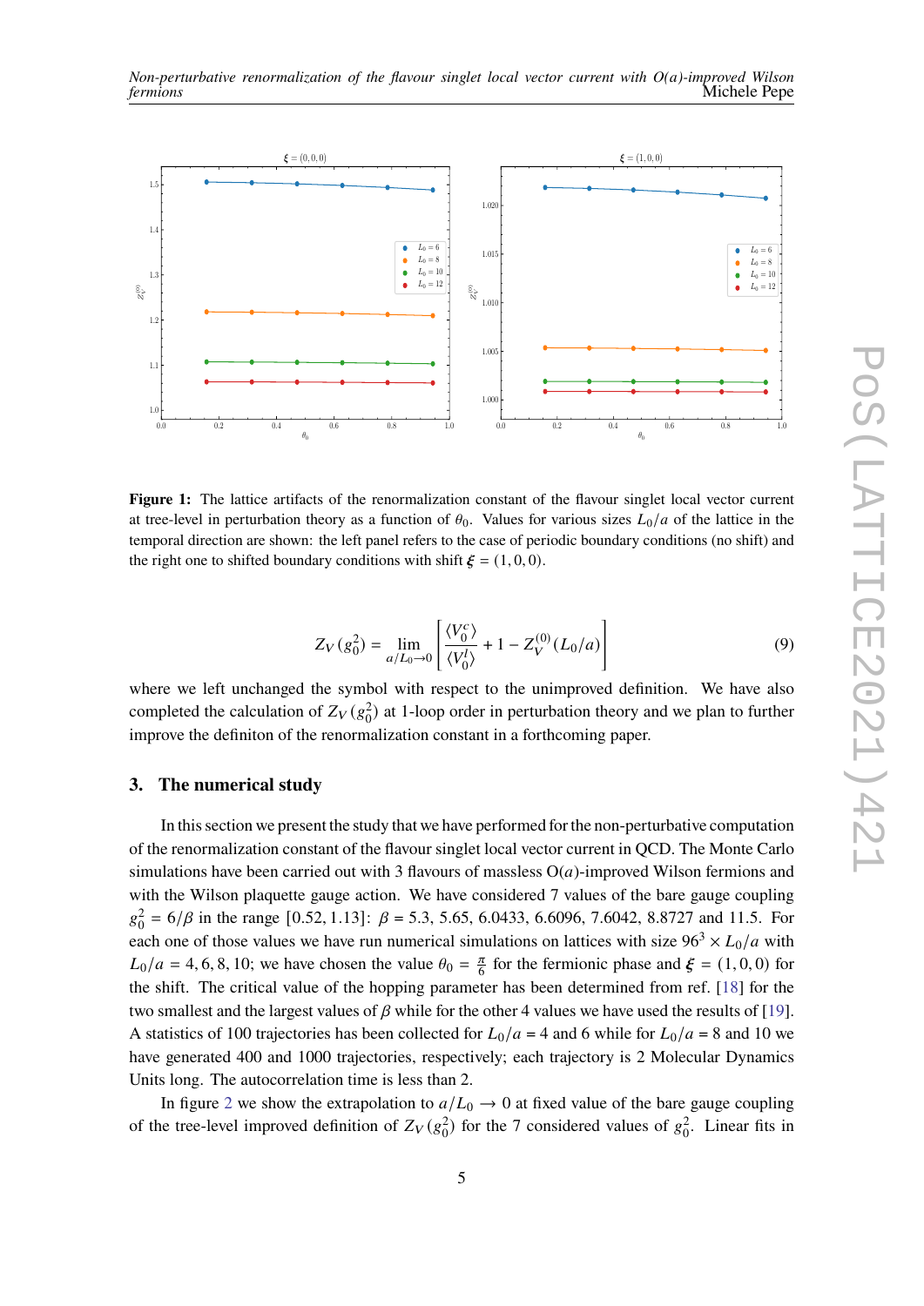**Figure 1:** The lattice artifacts of the renormalization constant of the flavour singlet local vector current at tree-level in perturbation theory as a function of $\theta_0$. Values for various sizes $L_0/a$ of the lattice in the temporal direction are shown: the left panel refers to the case of periodic boundary conditions (no shift) and the right one to shifted boundary conditions with shift $\boldsymbol{\xi} = (1, 0, 0)$.

$$Z_V(g_0^2) = \lim_{a/L_0 \to 0} \left[ \frac{\langle V_0^c \rangle}{\langle V_0^l \rangle} + 1 - Z_V^{(0)}(L_0/a) \right] \tag{9}$$

where we left unchanged the symbol with respect to the unimproved definition. We have also completed the calculation of $Z_V(g_0^2)$ at 1-loop order in perturbation theory and we plan to further improve the definiton of the renormalization constant in a forthcoming paper.

## 3. The numerical study

In this section we present the study that we have performed for the non-perturbative computation of the renormalization constant of the flavour singlet local vector current in QCD. The Monte Carlo simulations have been carried out with 3 flavours of massless O($a$)-improved Wilson fermions and with the Wilson plaquette gauge action. We have considered 7 values of the bare gauge coupling $g_0^2 = 6/\beta$ in the range $[0.52, 1.13]$: $\beta = 5.3, 5.65, 6.0433, 6.6096, 7.6042, 8.8727$ and $11.5$. For each one of those values we have run numerical simulations on lattices with size $96^3 \times L_0/a$ with $L_0/a = 4, 6, 8, 10$; we have chosen the value $\theta_0 = \frac{\pi}{6}$ for the fermionic phase and $\boldsymbol{\xi} = (1, 0, 0)$ for the shift. The critical value of the hopping parameter has been determined from ref. [18] for the two smallest and the largest values of $\beta$ while for the other 4 values we have used the results of [19]. A statistics of 100 trajectories has been collected for $L_0/a = 4$ and 6 while for $L_0/a = 8$ and 10 we have generated 400 and 1000 trajectories, respectively; each trajectory is 2 Molecular Dynamics Units long. The autocorrelation time is less than 2.

In figure 2 we show the extrapolation to $a/L_0 \to 0$ at fixed value of the bare gauge coupling of the tree-level improved definition of $Z_V(g_0^2)$ for the 7 considered values of $g_0^2$. Linear fits in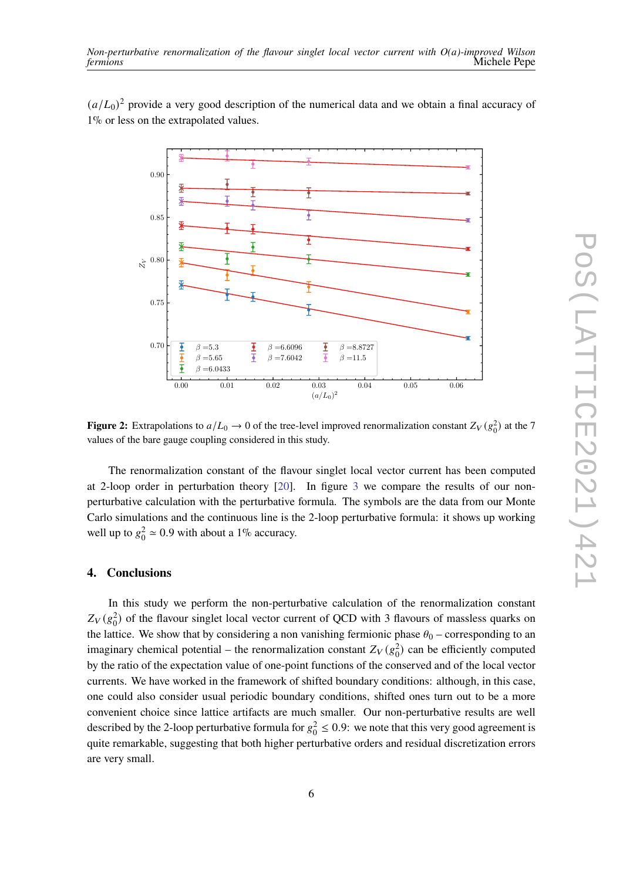$(a/L_0)^2$ provide a very good description of the numerical data and we obtain a final accuracy of 1% or less on the extrapolated values.

**Figure 2:** Extrapolations to $a/L_0 \to 0$ of the tree-level improved renormalization constant $Z_V(g_0^2)$ at the 7 values of the bare gauge coupling considered in this study.

The renormalization constant of the flavour singlet local vector current has been computed at 2-loop order in perturbation theory [20]. In figure 3 we compare the results of our non-perturbative calculation with the perturbative formula. The symbols are the data from our Monte Carlo simulations and the continuous line is the 2-loop perturbative formula: it shows up working well up to $g_0^2 \simeq 0.9$ with about a 1% accuracy.

## 4. Conclusions

In this study we perform the non-perturbative calculation of the renormalization constant $Z_V(g_0^2)$ of the flavour singlet local vector current of QCD with 3 flavours of massless quarks on the lattice. We show that by considering a non vanishing fermionic phase $\theta_0$ – corresponding to an imaginary chemical potential – the renormalization constant $Z_V(g_0^2)$ can be efficiently computed by the ratio of the expectation value of one-point functions of the conserved and of the local vector currents. We have worked in the framework of shifted boundary conditions: although, in this case, one could also consider usual periodic boundary conditions, shifted ones turn out to be a more convenient choice since lattice artifacts are much smaller. Our non-perturbative results are well described by the 2-loop perturbative formula for $g_0^2 \leq 0.9$: we note that this very good agreement is quite remarkable, suggesting that both higher perturbative orders and residual discretization errors are very small.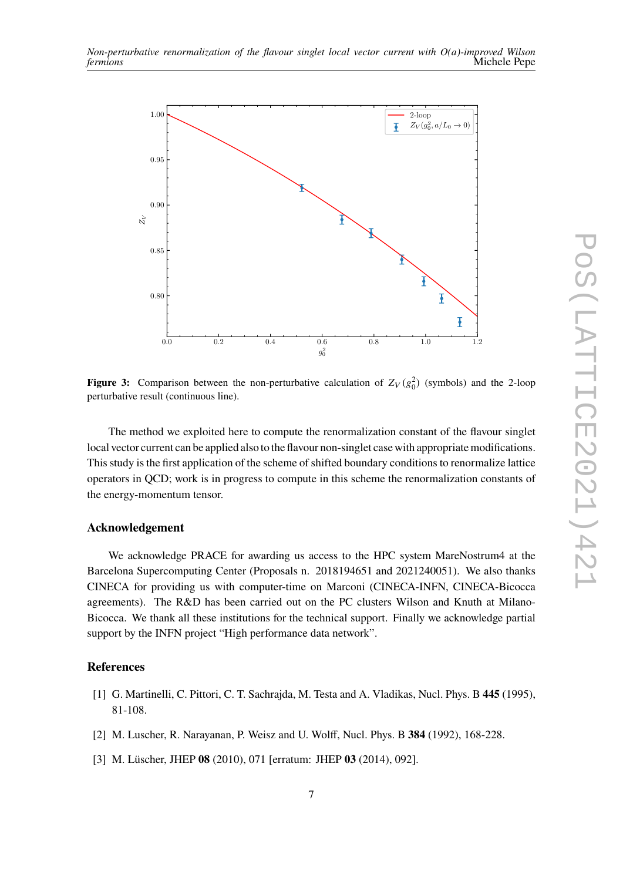**Figure 3:** Comparison between the non-perturbative calculation of $Z_V(g_0^2)$ (symbols) and the 2-loop perturbative result (continuous line).

The method we exploited here to compute the renormalization constant of the flavour singlet local vector current can be applied also to the flavour non-singlet case with appropriate modifications. This study is the first application of the scheme of shifted boundary conditions to renormalize lattice operators in QCD; work is in progress to compute in this scheme the renormalization constants of the energy-momentum tensor.

### Acknowledgement

We acknowledge PRACE for awarding us access to the HPC system MareNostrum4 at the Barcelona Supercomputing Center (Proposals n. 2018194651 and 2021240051). We also thanks CINECA for providing us with computer-time on Marconi (CINECA-INFN, CINECA-Bicocca agreements). The R&D has been carried out on the PC clusters Wilson and Knuth at Milano-Bicocca. We thank all these institutions for the technical support. Finally we acknowledge partial support by the INFN project "High performance data network".

### References

[1] G. Martinelli, C. Pittori, C. T. Sachrajda, M. Testa and A. Vladikas, Nucl. Phys. B **445** (1995), 81-108.

[2] M. Luscher, R. Narayanan, P. Weisz and U. Wolff, Nucl. Phys. B **384** (1992), 168-228.

[3] M. Lüscher, JHEP **08** (2010), 071 [erratum: JHEP **03** (2014), 092].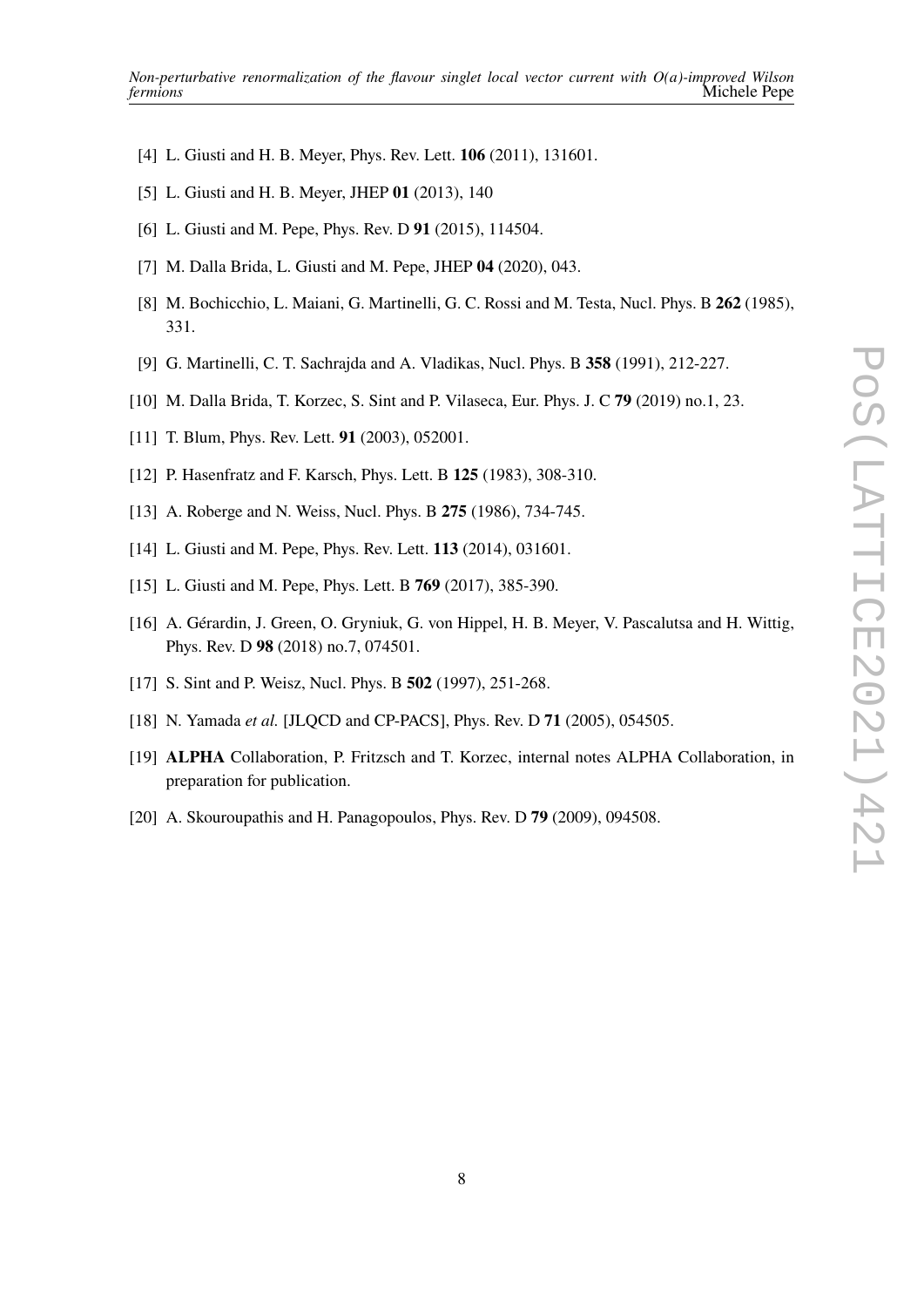[4] L. Giusti and H. B. Meyer, Phys. Rev. Lett. **106** (2011), 131601.

[5] L. Giusti and H. B. Meyer, JHEP **01** (2013), 140

[6] L. Giusti and M. Pepe, Phys. Rev. D **91** (2015), 114504.

[7] M. Dalla Brida, L. Giusti and M. Pepe, JHEP **04** (2020), 043.

[8] M. Bochicchio, L. Maiani, G. Martinelli, G. C. Rossi and M. Testa, Nucl. Phys. B **262** (1985), 331.

[9] G. Martinelli, C. T. Sachrajda and A. Vladikas, Nucl. Phys. B **358** (1991), 212-227.

[10] M. Dalla Brida, T. Korzec, S. Sint and P. Vilaseca, Eur. Phys. J. C **79** (2019) no.1, 23.

[11] T. Blum, Phys. Rev. Lett. **91** (2003), 052001.

[12] P. Hasenfratz and F. Karsch, Phys. Lett. B **125** (1983), 308-310.

[13] A. Roberge and N. Weiss, Nucl. Phys. B **275** (1986), 734-745.

[14] L. Giusti and M. Pepe, Phys. Rev. Lett. **113** (2014), 031601.

[15] L. Giusti and M. Pepe, Phys. Lett. B **769** (2017), 385-390.

[16] A. Gérardin, J. Green, O. Gryniuk, G. von Hippel, H. B. Meyer, V. Pascalutsa and H. Wittig, Phys. Rev. D **98** (2018) no.7, 074501.

[17] S. Sint and P. Weisz, Nucl. Phys. B **502** (1997), 251-268.

[18] N. Yamada *et al.* [JLQCD and CP-PACS], Phys. Rev. D **71** (2005), 054505.

[19] **ALPHA** Collaboration, P. Fritzsch and T. Korzec, internal notes ALPHA Collaboration, in preparation for publication.

[20] A. Skouroupathis and H. Panagopoulos, Phys. Rev. D **79** (2009), 094508.